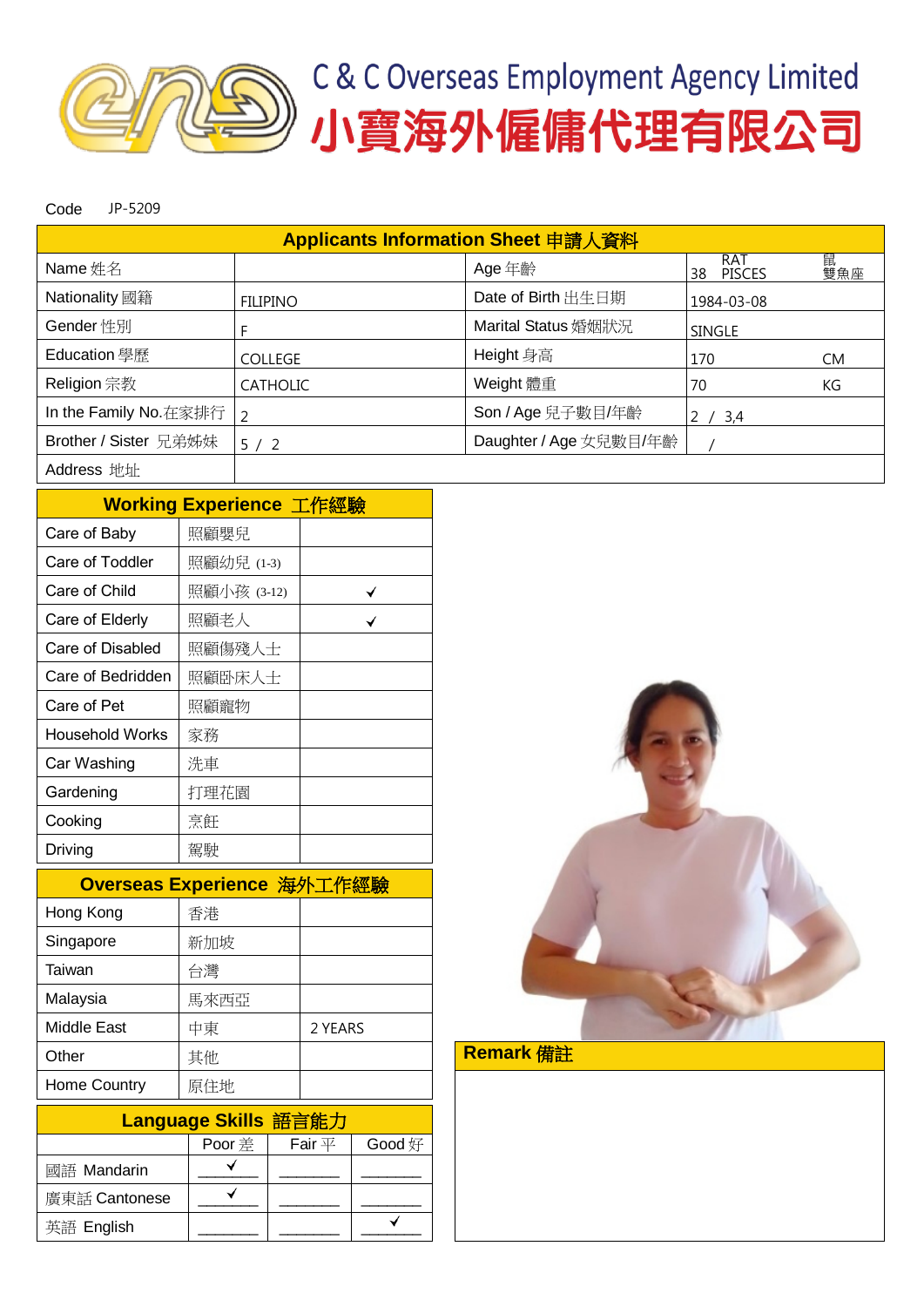# C & C Overseas Employment Agency Limited
# 小寶海外僱傭代理有限公司

Code JP-5209

| Applicants Information Sheet 申請人資料 | | | |
|---|---|---|---|
| Name 姓名 | | Age 年齡 | 38 RAT 鼠 PISCES 雙魚座 |
| Nationality 國籍 | FILIPINO | Date of Birth 出生日期 | 1984-03-08 |
| Gender 性別 | F | Marital Status 婚姻狀況 | SINGLE |
| Education 學歷 | COLLEGE | Height 身高 | 170 CM |
| Religion 宗教 | CATHOLIC | Weight 體重 | 70 KG |
| In the Family No.在家排行 | 2 | Son / Age 兒子數目/年齡 | 2 / 3,4 |
| Brother / Sister 兄弟姊妹 | 5 / 2 | Daughter / Age 女兒數目/年齡 | / |
| Address 地址 | | | |

| Working Experience 工作經驗 | | |
|---|---|---|
| Care of Baby | 照顧嬰兒 | |
| Care of Toddler | 照顧幼兒 (1-3) | |
| Care of Child | 照顧小孩 (3-12) | ✓ |
| Care of Elderly | 照顧老人 | ✓ |
| Care of Disabled | 照顧傷殘人士 | |
| Care of Bedridden | 照顧卧床人士 | |
| Care of Pet | 照顧寵物 | |
| Household Works | 家務 | |
| Car Washing | 洗車 | |
| Gardening | 打理花園 | |
| Cooking | 烹飪 | |
| Driving | 駕駛 | |

| Overseas Experience 海外工作經驗 | | |
|---|---|---|
| Hong Kong | 香港 | |
| Singapore | 新加坡 | |
| Taiwan | 台灣 | |
| Malaysia | 馬來西亞 | |
| Middle East | 中東 | 2 YEARS |
| Other | 其他 | |
| Home Country | 原住地 | |

| Language Skills 語言能力 | | | |
|---|---|---|---|
| | Poor 差 | Fair 平 | Good 好 |
| 國語 Mandarin | ✓ | | |
| 廣東話 Cantonese | ✓ | | |
| 英語 English | | | ✓ |

**Remark 備註**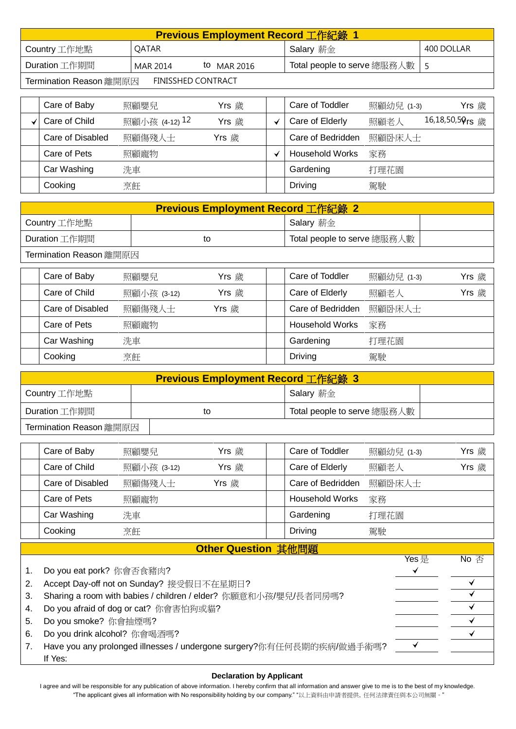## Previous Employment Record 工作紀錄 1

| | | | |
|---|---|---|---|
| Country 工作地點 | QATAR | Salary 薪金 | 400 DOLLAR |
| Duration 工作期間 | MAR 2014 to MAR 2016 | Total people to serve 總服務人數 | 5 |
| Termination Reason 離開原因 | FINISSHED CONTRACT | | |

| | | | | | | | |
|---|---|---|---|---|---|---|---|
| | Care of Baby | 照顧嬰兒 | Yrs 歲 | | Care of Toddler | 照顧幼兒 (1-3) | Yrs 歲 |
| ✓ | Care of Child | 照顧小孩 (4-12) 12 | Yrs 歲 | ✓ | Care of Elderly | 照顧老人 | 16,18,50,50 Yrs 歲 |
| | Care of Disabled | 照顧傷殘人士 | Yrs 歲 | | Care of Bedridden | 照顧卧床人士 | |
| | Care of Pets | 照顧寵物 | | ✓ | Household Works | 家務 | |
| | Car Washing | 洗車 | | | Gardening | 打理花園 | |
| | Cooking | 烹飪 | | | Driving | 駕駛 | |

## Previous Employment Record 工作紀錄 2

| | | | |
|---|---|---|---|
| Country 工作地點 | | Salary 薪金 | |
| Duration 工作期間 | to | Total people to serve 總服務人數 | |
| Termination Reason 離開原因 | | | |

| | | | | | | | |
|---|---|---|---|---|---|---|---|
| | Care of Baby | 照顧嬰兒 | Yrs 歲 | | Care of Toddler | 照顧幼兒 (1-3) | Yrs 歲 |
| | Care of Child | 照顧小孩 (3-12) | Yrs 歲 | | Care of Elderly | 照顧老人 | Yrs 歲 |
| | Care of Disabled | 照顧傷殘人士 | Yrs 歲 | | Care of Bedridden | 照顧卧床人士 | |
| | Care of Pets | 照顧寵物 | | | Household Works | 家務 | |
| | Car Washing | 洗車 | | | Gardening | 打理花園 | |
| | Cooking | 烹飪 | | | Driving | 駕駛 | |

## Previous Employment Record 工作紀錄 3

| | | | |
|---|---|---|---|
| Country 工作地點 | | Salary 薪金 | |
| Duration 工作期間 | to | Total people to serve 總服務人數 | |
| Termination Reason 離開原因 | | | |

| | | | | | | | |
|---|---|---|---|---|---|---|---|
| | Care of Baby | 照顧嬰兒 | Yrs 歲 | | Care of Toddler | 照顧幼兒 (1-3) | Yrs 歲 |
| | Care of Child | 照顧小孩 (3-12) | Yrs 歲 | | Care of Elderly | 照顧老人 | Yrs 歲 |
| | Care of Disabled | 照顧傷殘人士 | Yrs 歲 | | Care of Bedridden | 照顧卧床人士 | |
| | Care of Pets | 照顧寵物 | | | Household Works | 家務 | |
| | Car Washing | 洗車 | | | Gardening | 打理花園 | |
| | Cooking | 烹飪 | | | Driving | 駕駛 | |

## Other Question 其他問題

| | Question | Yes 是 | No 否 |
|---|---|---|---|
| 1. | Do you eat pork? 你會否食豬肉? | ✓ | |
| 2. | Accept Day-off not on Sunday? 接受假日不在星期日? | | ✓ |
| 3. | Sharing a room with babies / children / elder? 你願意和小孩/嬰兒/長者同房嗎? | | ✓ |
| 4. | Do you afraid of dog or cat? 你會害怕狗或貓? | | ✓ |
| 5. | Do you smoke? 你會抽煙嗎? | | ✓ |
| 6. | Do you drink alcohol? 你會喝酒嗎? | | ✓ |
| 7. | Have you any prolonged illnesses / undergone surgery?你有任何長期的疾病/做過手術嗎? If Yes: | ✓ | |

**Declaration by Applicant**

I agree and will be responsible for any publication of above information. I hereby confirm that all information and answer give to me is to the best of my knowledge.

"The applicant gives all information with No responsibility holding by our company." "以上資料由申請者提供，任何法律責任與本公司無關。"